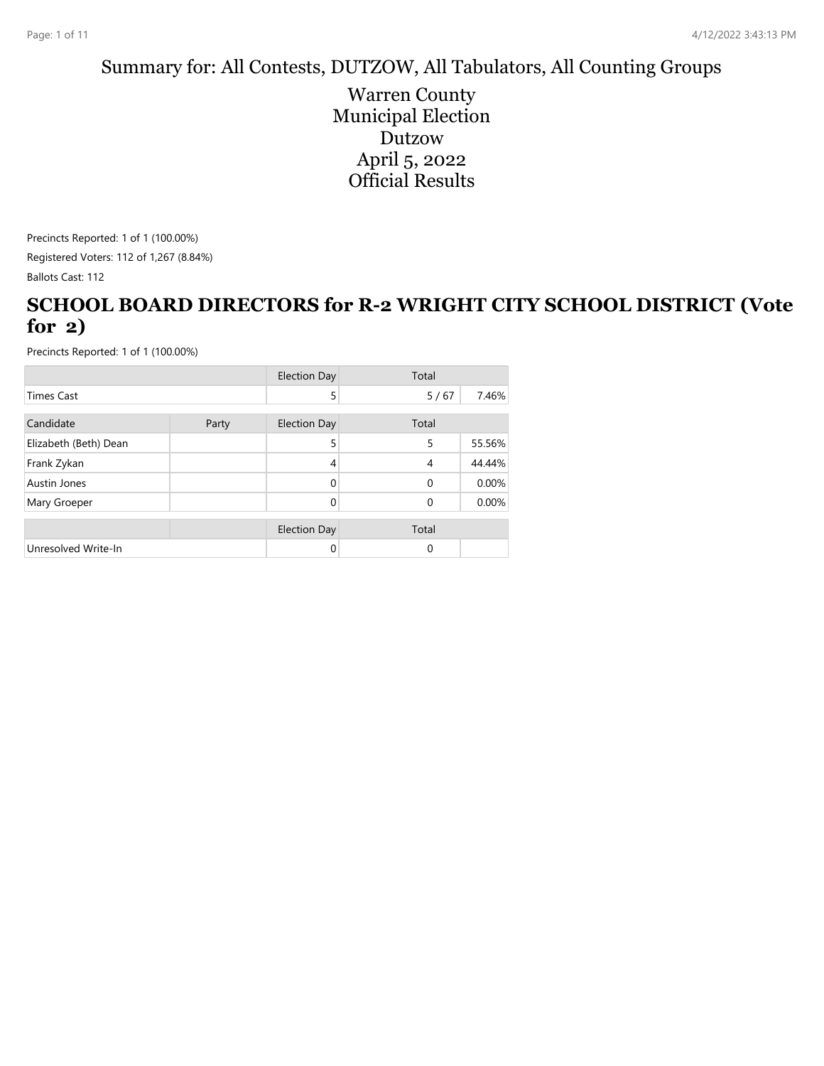Summary for: All Contests, DUTZOW, All Tabulators, All Counting Groups

# Warren County
# Municipal Election
# Dutzow
# April 5, 2022
# Official Results

Precincts Reported: 1 of 1 (100.00%)

Registered Voters: 112 of 1,267 (8.84%)

Ballots Cast: 112

## SCHOOL BOARD DIRECTORS for R-2 WRIGHT CITY SCHOOL DISTRICT (Vote for 2)

Precincts Reported: 1 of 1 (100.00%)

| | | Election Day | Total | |
|---|---|---|---|---|
| Times Cast | | 5 | 5 / 67 | 7.46% |

| Candidate | Party | Election Day | Total | |
|---|---|---|---|---|
| Elizabeth (Beth) Dean | | 5 | 5 | 55.56% |
| Frank Zykan | | 4 | 4 | 44.44% |
| Austin Jones | | 0 | 0 | 0.00% |
| Mary Groeper | | 0 | 0 | 0.00% |

| | | Election Day | Total | |
|---|---|---|---|---|
| Unresolved Write-In | | 0 | 0 | |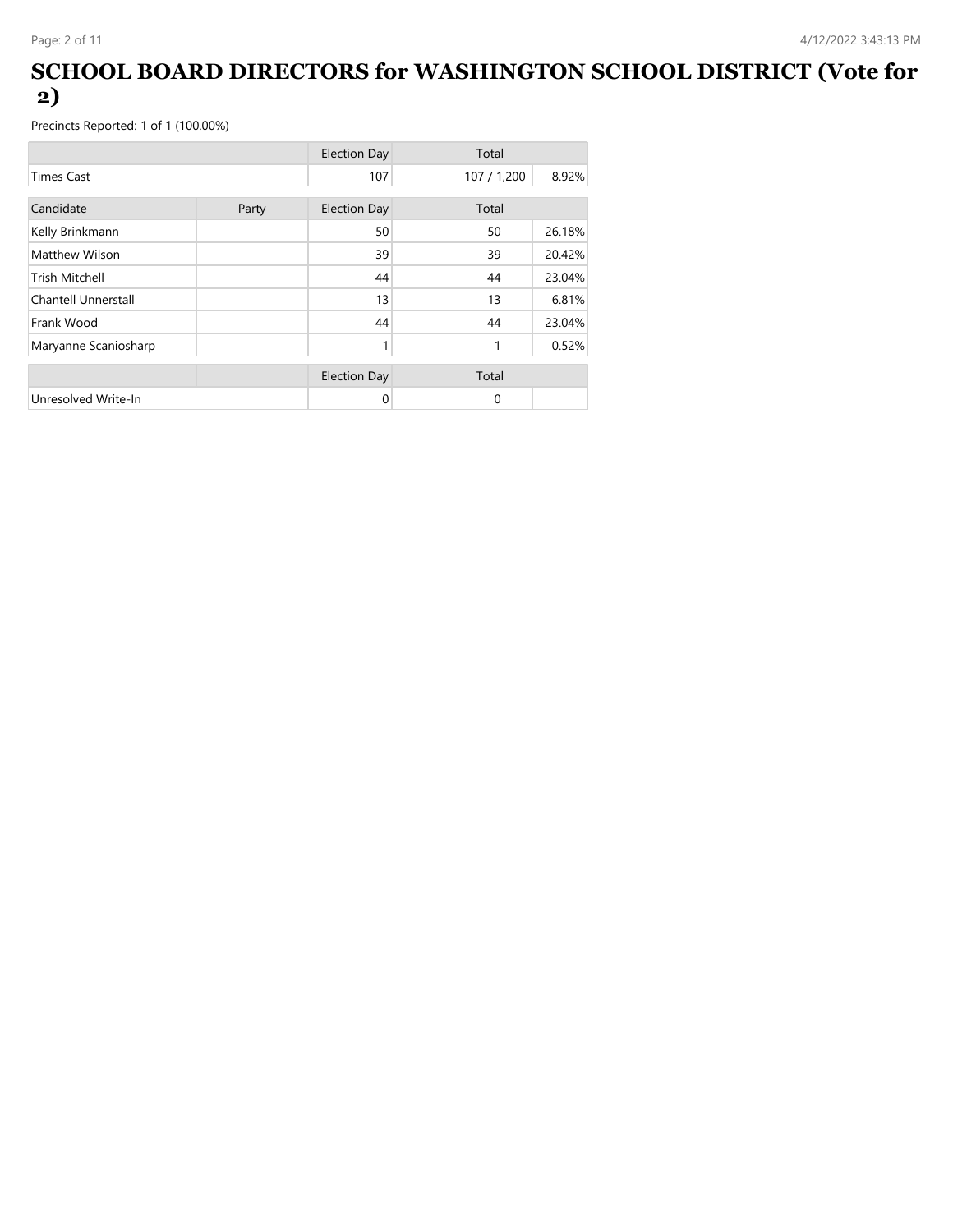# SCHOOL BOARD DIRECTORS for WASHINGTON SCHOOL DISTRICT (Vote for 2)

Precincts Reported: 1 of 1 (100.00%)

| | Election Day | Total | |
|---|---|---|---|
| Times Cast | 107 | 107 / 1,200 | 8.92% |

| Candidate | Party | Election Day | Total | |
|---|---|---|---|---|
| Kelly Brinkmann | | 50 | 50 | 26.18% |
| Matthew Wilson | | 39 | 39 | 20.42% |
| Trish Mitchell | | 44 | 44 | 23.04% |
| Chantell Unnerstall | | 13 | 13 | 6.81% |
| Frank Wood | | 44 | 44 | 23.04% |
| Maryanne Scaniosharp | | 1 | 1 | 0.52% |

| | | Election Day | Total | |
|---|---|---|---|---|
| Unresolved Write-In | | 0 | 0 | |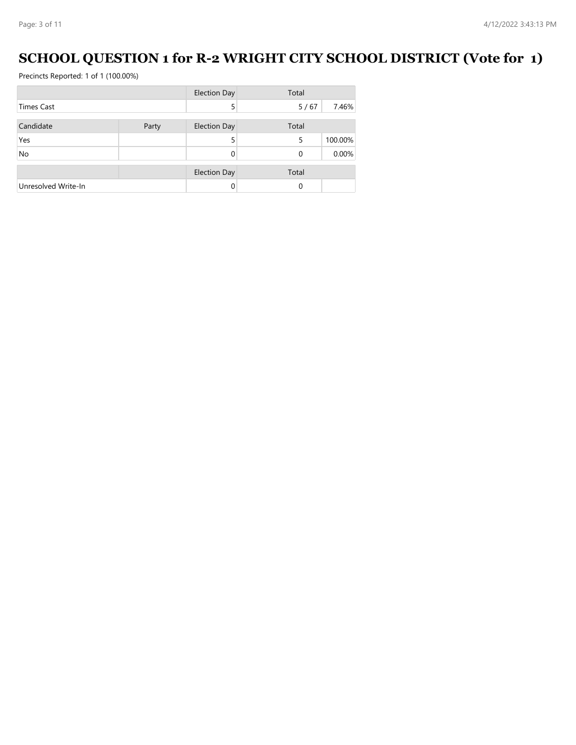# SCHOOL QUESTION 1 for R-2 WRIGHT CITY SCHOOL DISTRICT (Vote for 1)

Precincts Reported: 1 of 1 (100.00%)

| | | Election Day | Total | |
|---|---|---|---|---|
| Times Cast | | 5 | 5 / 67 | 7.46% |

| Candidate | Party | Election Day | Total | |
|---|---|---|---|---|
| Yes | | 5 | 5 | 100.00% |
| No | | 0 | 0 | 0.00% |

| | | Election Day | Total | |
|---|---|---|---|---|
| Unresolved Write-In | | 0 | 0 | |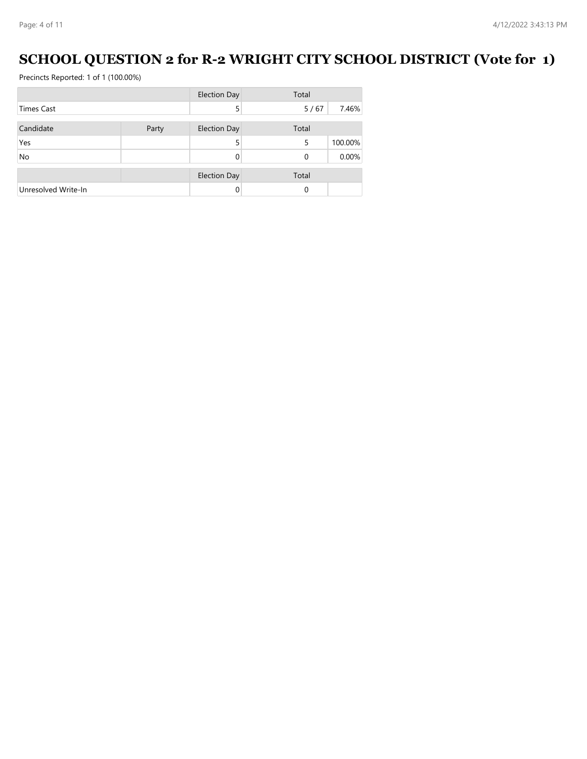# SCHOOL QUESTION 2 for R-2 WRIGHT CITY SCHOOL DISTRICT (Vote for 1)

Precincts Reported: 1 of 1 (100.00%)

| | | Election Day | Total | |
|---|---|---|---|---|
| Times Cast | | 5 | 5 / 67 | 7.46% |

| Candidate | Party | Election Day | Total | |
|---|---|---|---|---|
| Yes | | 5 | 5 | 100.00% |
| No | | 0 | 0 | 0.00% |

| | | Election Day | Total | |
|---|---|---|---|---|
| Unresolved Write-In | | 0 | 0 | |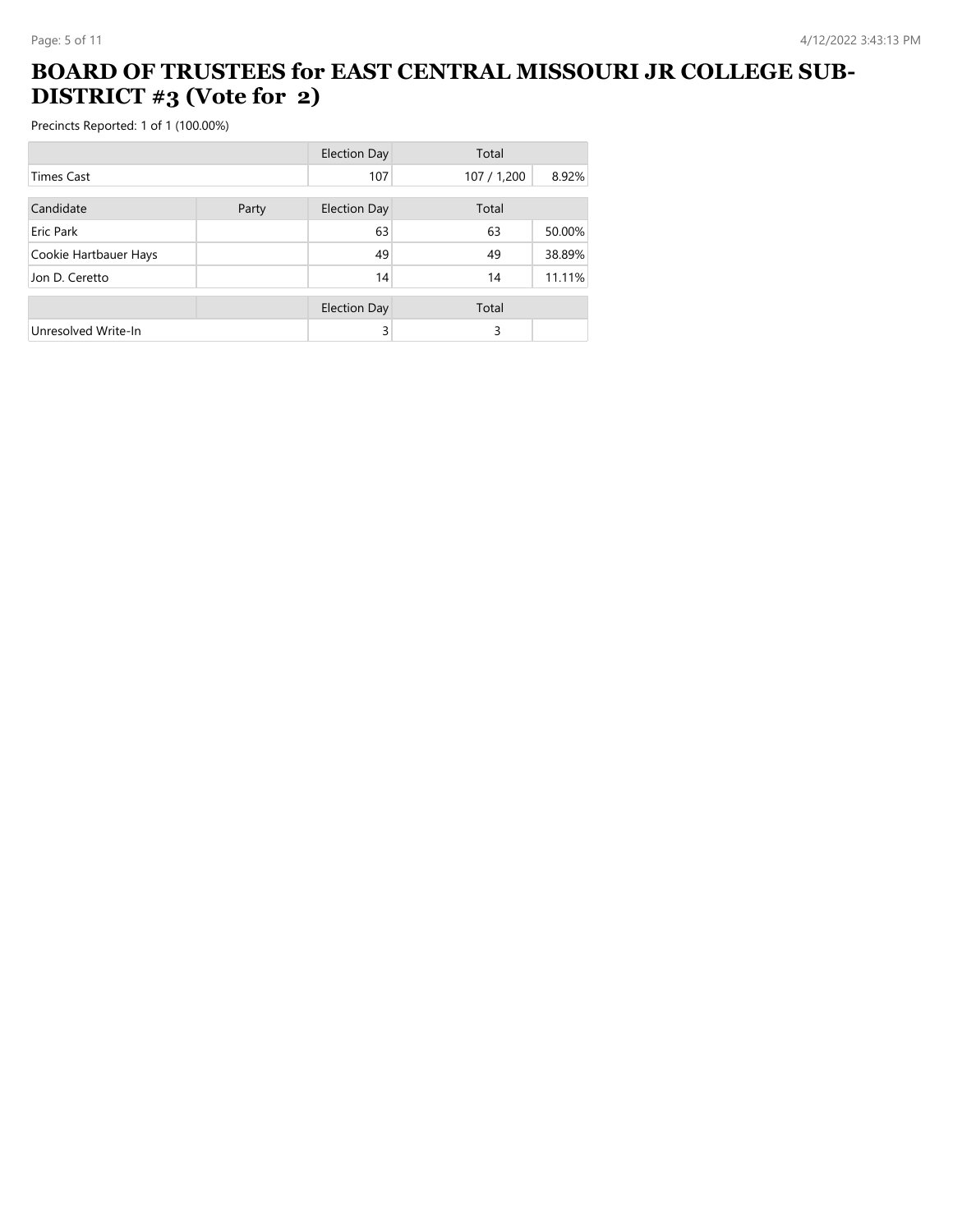# BOARD OF TRUSTEES for EAST CENTRAL MISSOURI JR COLLEGE SUB-DISTRICT #3 (Vote for 2)

Precincts Reported: 1 of 1 (100.00%)

| | | Election Day | Total | |
|---|---|---|---|---|
| Times Cast | | 107 | 107 / 1,200 | 8.92% |

| Candidate | Party | Election Day | Total | |
|---|---|---|---|---|
| Eric Park | | 63 | 63 | 50.00% |
| Cookie Hartbauer Hays | | 49 | 49 | 38.89% |
| Jon D. Ceretto | | 14 | 14 | 11.11% |

| | | Election Day | Total | |
|---|---|---|---|---|
| Unresolved Write-In | | 3 | 3 | |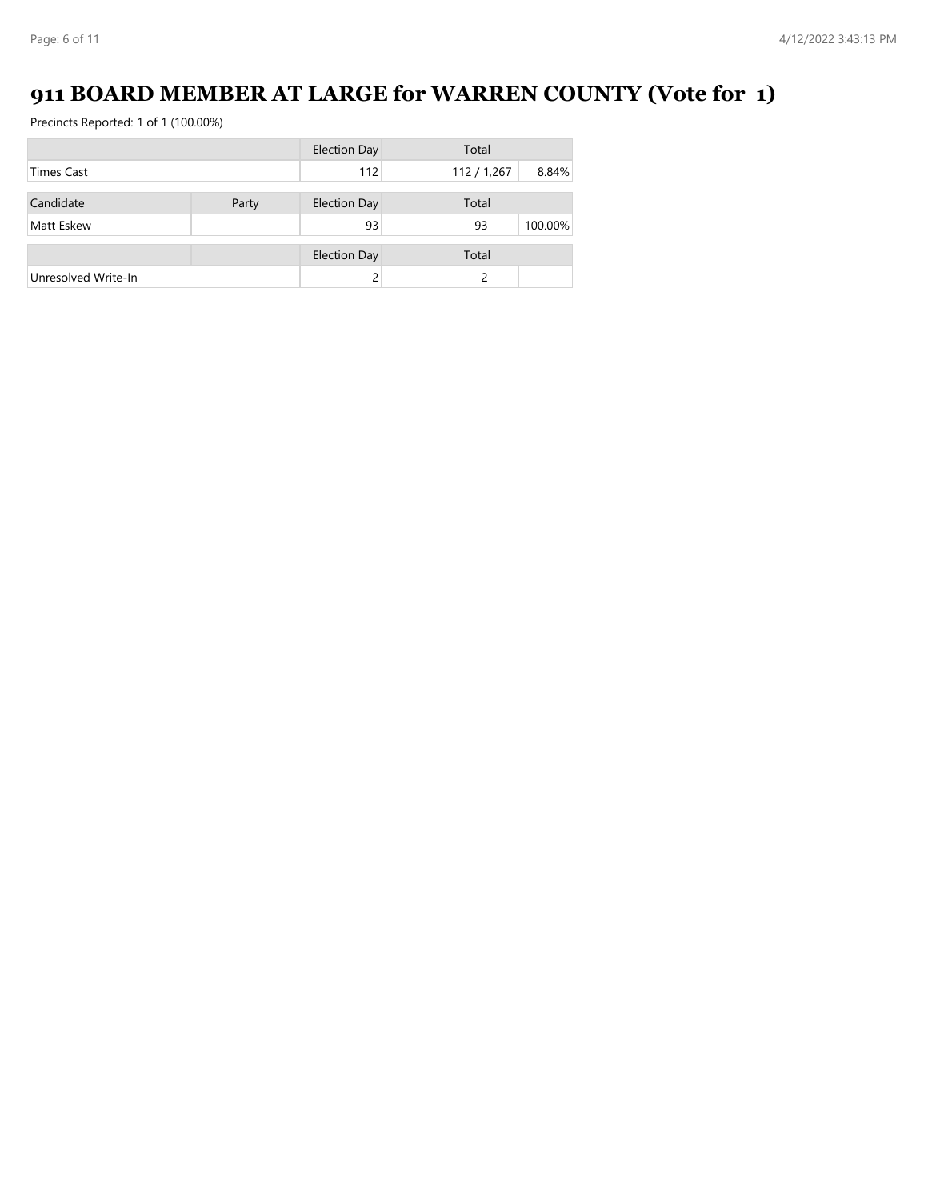# 911 BOARD MEMBER AT LARGE for WARREN COUNTY (Vote for 1)

Precincts Reported: 1 of 1 (100.00%)

| | | Election Day | Total | |
|---|---|---|---|---|
| Times Cast | | 112 | 112 / 1,267 | 8.84% |

| Candidate | Party | Election Day | Total | |
|---|---|---|---|---|
| Matt Eskew | | 93 | 93 | 100.00% |

| | | Election Day | Total | |
|---|---|---|---|---|
| Unresolved Write-In | | 2 | 2 | |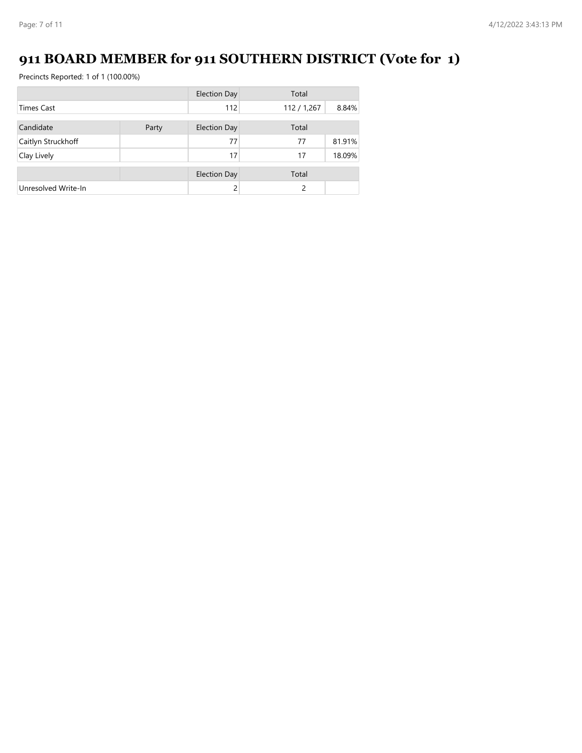# 911 BOARD MEMBER for 911 SOUTHERN DISTRICT (Vote for 1)

Precincts Reported: 1 of 1 (100.00%)

| | | Election Day | Total | |
|---|---|---|---|---|
| Times Cast | | 112 | 112 / 1,267 | 8.84% |

| Candidate | Party | Election Day | Total | |
|---|---|---|---|---|
| Caitlyn Struckhoff | | 77 | 77 | 81.91% |
| Clay Lively | | 17 | 17 | 18.09% |

| | | Election Day | Total | |
|---|---|---|---|---|
| Unresolved Write-In | | 2 | 2 | |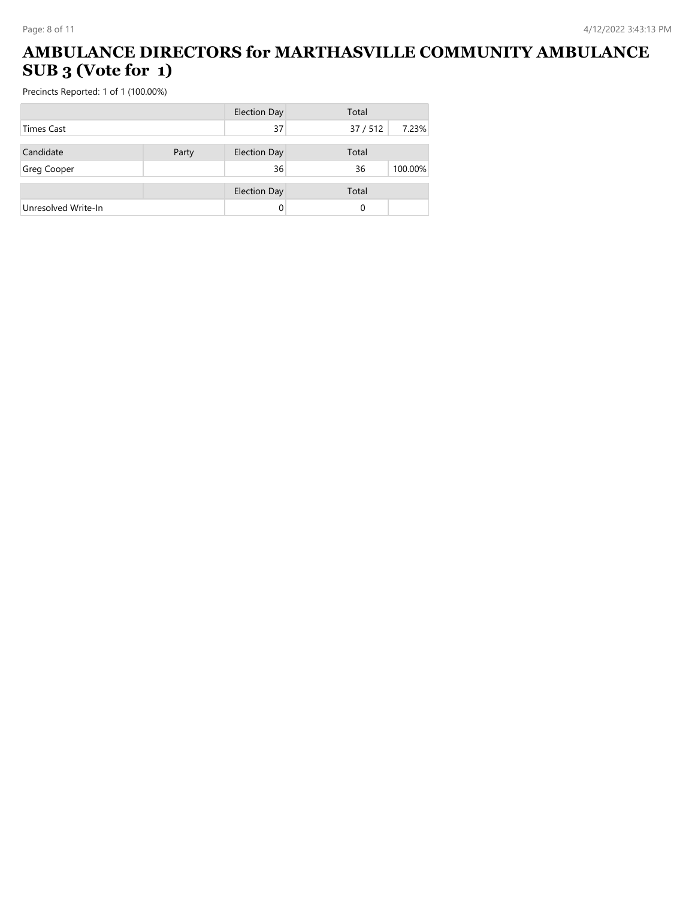# AMBULANCE DIRECTORS for MARTHASVILLE COMMUNITY AMBULANCE SUB 3 (Vote for 1)

Precincts Reported: 1 of 1 (100.00%)

| | | Election Day | Total | |
|---|---|---|---|---|
| Times Cast | | 37 | 37 / 512 | 7.23% |

| Candidate | Party | Election Day | Total | |
|---|---|---|---|---|
| Greg Cooper | | 36 | 36 | 100.00% |

| | | Election Day | Total | |
|---|---|---|---|---|
| Unresolved Write-In | | 0 | 0 | |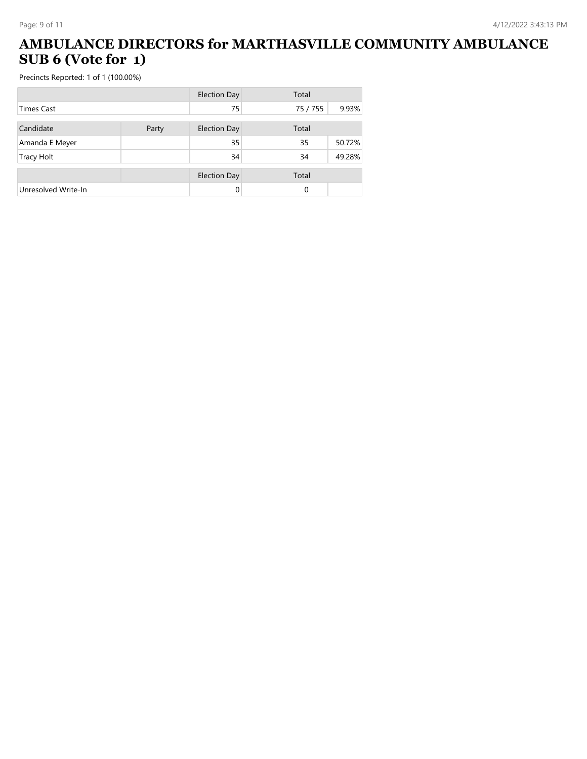# AMBULANCE DIRECTORS for MARTHASVILLE COMMUNITY AMBULANCE SUB 6 (Vote for 1)

Precincts Reported: 1 of 1 (100.00%)

| | | Election Day | Total | |
|---|---|---|---|---|
| Times Cast | | 75 | 75 / 755 | 9.93% |

| Candidate | Party | Election Day | Total | |
|---|---|---|---|---|
| Amanda E Meyer | | 35 | 35 | 50.72% |
| Tracy Holt | | 34 | 34 | 49.28% |

| | | Election Day | Total | |
|---|---|---|---|---|
| Unresolved Write-In | | 0 | 0 | |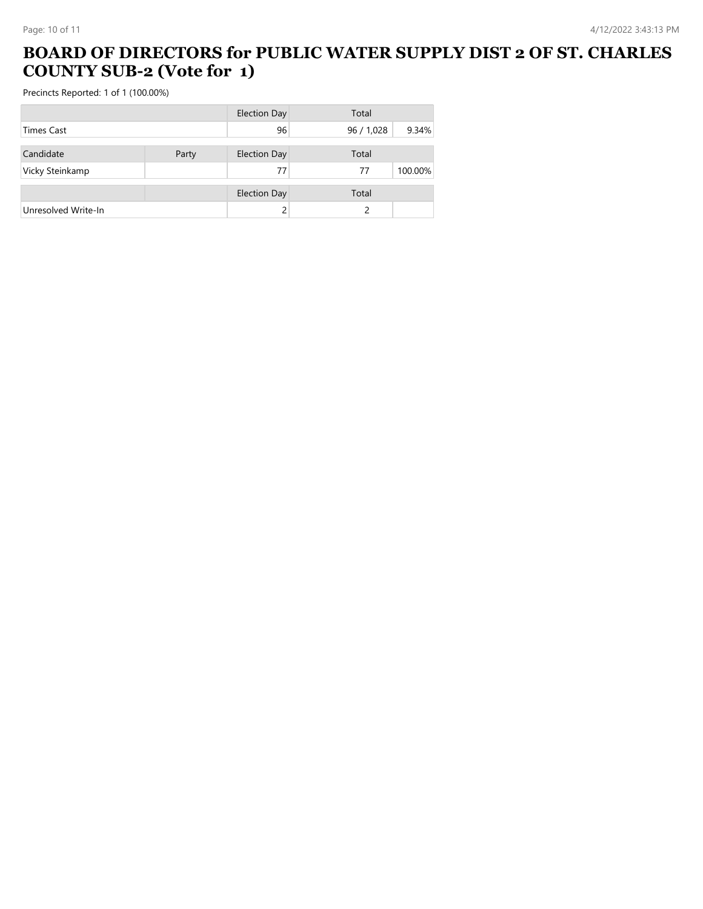# BOARD OF DIRECTORS for PUBLIC WATER SUPPLY DIST 2 OF ST. CHARLES COUNTY SUB-2 (Vote for 1)

Precincts Reported: 1 of 1 (100.00%)

| | | Election Day | Total | |
|---|---|---|---|---|
| Times Cast | | 96 | 96 / 1,028 | 9.34% |

| Candidate | Party | Election Day | Total | |
|---|---|---|---|---|
| Vicky Steinkamp | | 77 | 77 | 100.00% |

| | | Election Day | Total | |
|---|---|---|---|---|
| Unresolved Write-In | | 2 | 2 | |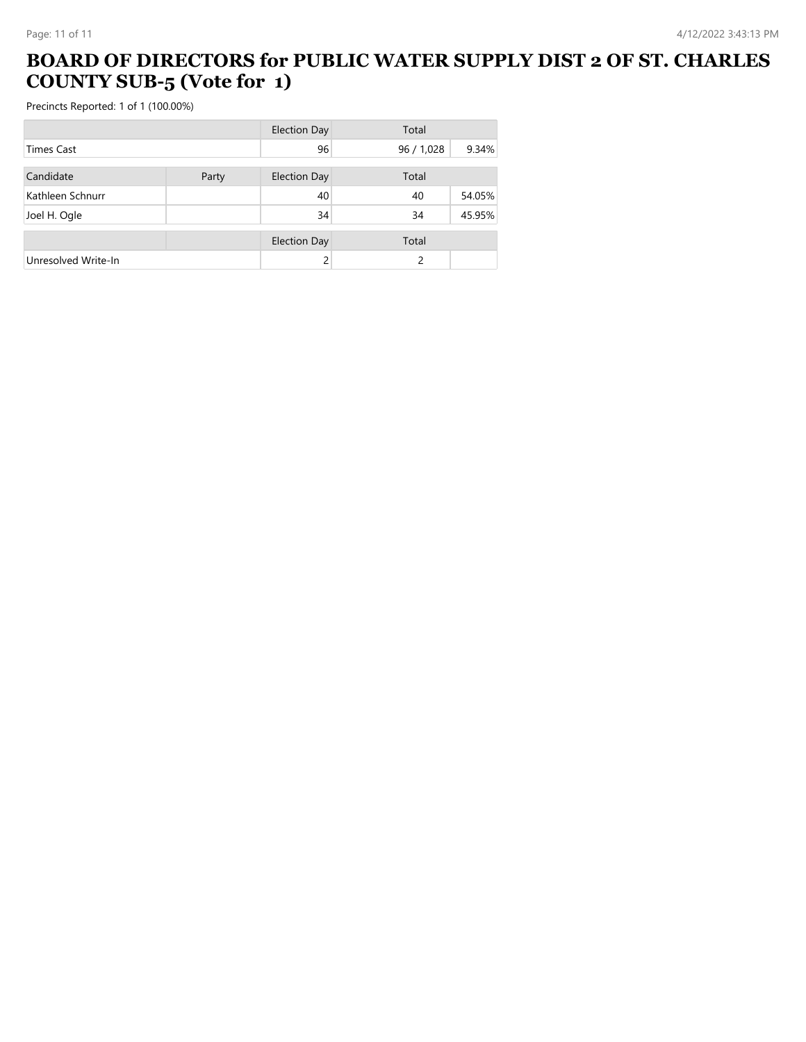# BOARD OF DIRECTORS for PUBLIC WATER SUPPLY DIST 2 OF ST. CHARLES COUNTY SUB-5 (Vote for 1)

Precincts Reported: 1 of 1 (100.00%)

| | | Election Day | Total | |
|---|---|---|---|---|
| Times Cast | | 96 | 96 / 1,028 | 9.34% |

| Candidate | Party | Election Day | Total | |
|---|---|---|---|---|
| Kathleen Schnurr | | 40 | 40 | 54.05% |
| Joel H. Ogle | | 34 | 34 | 45.95% |

| | | Election Day | Total | |
|---|---|---|---|---|
| Unresolved Write-In | | 2 | 2 | |